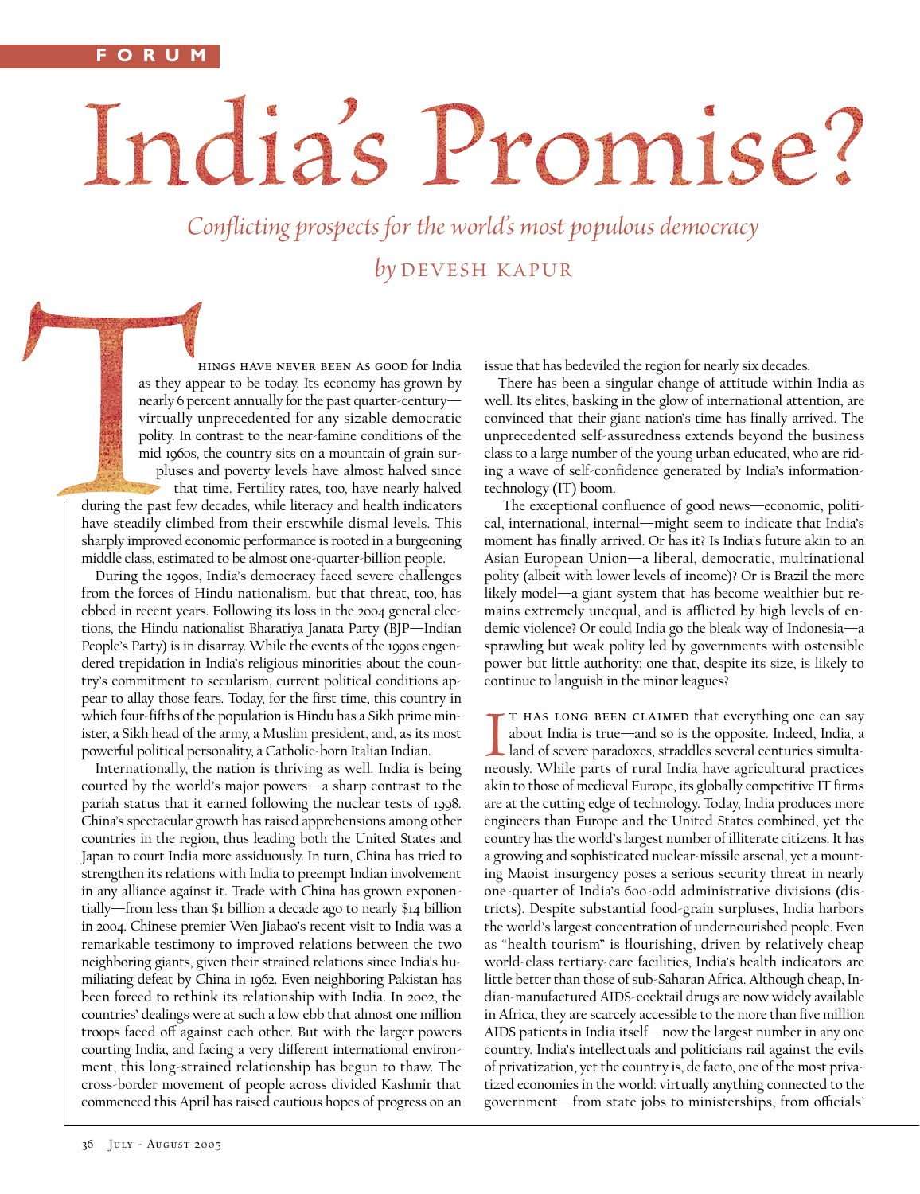FORUM

# India's Promise?

*Conflicting prospects for the world's most populous democracy*

*by* DEVESH KAPUR

Things have never been as good for India as they appear to be today. Its economy has grown by nearly 6 percent annually for the past quarter-century—virtually unprecedented for any sizable democratic polity. In contrast to the near-famine conditions of the mid 1960s, the country sits on a mountain of grain surpluses and poverty levels have almost halved since that time. Fertility rates, too, have nearly halved during the past few decades, while literacy and health indicators have steadily climbed from their erstwhile dismal levels. This sharply improved economic performance is rooted in a burgeoning middle class, estimated to be almost one-quarter-billion people.

During the 1990s, India's democracy faced severe challenges from the forces of Hindu nationalism, but that threat, too, has ebbed in recent years. Following its loss in the 2004 general elections, the Hindu nationalist Bharatiya Janata Party (BJP—Indian People's Party) is in disarray. While the events of the 1990s engendered trepidation in India's religious minorities about the country's commitment to secularism, current political conditions appear to allay those fears. Today, for the first time, this country in which four-fifths of the population is Hindu has a Sikh prime minister, a Sikh head of the army, a Muslim president, and, as its most powerful political personality, a Catholic-born Italian Indian.

Internationally, the nation is thriving as well. India is being courted by the world's major powers—a sharp contrast to the pariah status that it earned following the nuclear tests of 1998. China's spectacular growth has raised apprehensions among other countries in the region, thus leading both the United States and Japan to court India more assiduously. In turn, China has tried to strengthen its relations with India to preempt Indian involvement in any alliance against it. Trade with China has grown exponentially—from less than $1 billion a decade ago to nearly $14 billion in 2004. Chinese premier Wen Jiabao's recent visit to India was a remarkable testimony to improved relations between the two neighboring giants, given their strained relations since India's humiliating defeat by China in 1962. Even neighboring Pakistan has been forced to rethink its relationship with India. In 2002, the countries' dealings were at such a low ebb that almost one million troops faced off against each other. But with the larger powers courting India, and facing a very different international environment, this long-strained relationship has begun to thaw. The cross-border movement of people across divided Kashmir that commenced this April has raised cautious hopes of progress on an issue that has bedeviled the region for nearly six decades.

There has been a singular change of attitude within India as well. Its elites, basking in the glow of international attention, are convinced that their giant nation's time has finally arrived. The unprecedented self-assuredness extends beyond the business class to a large number of the young urban educated, who are riding a wave of self-confidence generated by India's information-technology (IT) boom.

The exceptional confluence of good news—economic, political, international, internal—might seem to indicate that India's moment has finally arrived. Or has it? Is India's future akin to an Asian European Union—a liberal, democratic, multinational polity (albeit with lower levels of income)? Or is Brazil the more likely model—a giant system that has become wealthier but remains extremely unequal, and is afflicted by high levels of endemic violence? Or could India go the bleak way of Indonesia—a sprawling but weak polity led by governments with ostensible power but little authority; one that, despite its size, is likely to continue to languish in the minor leagues?

It has long been claimed that everything one can say about India is true—and so is the opposite. Indeed, India, a land of severe paradoxes, straddles several centuries simultaneously. While parts of rural India have agricultural practices akin to those of medieval Europe, its globally competitive IT firms are at the cutting edge of technology. Today, India produces more engineers than Europe and the United States combined, yet the country has the world's largest number of illiterate citizens. It has a growing and sophisticated nuclear-missile arsenal, yet a mounting Maoist insurgency poses a serious security threat in nearly one-quarter of India's 600-odd administrative divisions (districts). Despite substantial food-grain surpluses, India harbors the world's largest concentration of undernourished people. Even as "health tourism" is flourishing, driven by relatively cheap world-class tertiary-care facilities, India's health indicators are little better than those of sub-Saharan Africa. Although cheap, Indian-manufactured AIDS-cocktail drugs are now widely available in Africa, they are scarcely accessible to the more than five million AIDS patients in India itself—now the largest number in any one country. India's intellectuals and politicians rail against the evils of privatization, yet the country is, de facto, one of the most privatized economies in the world: virtually anything connected to the government—from state jobs to ministerships, from officials'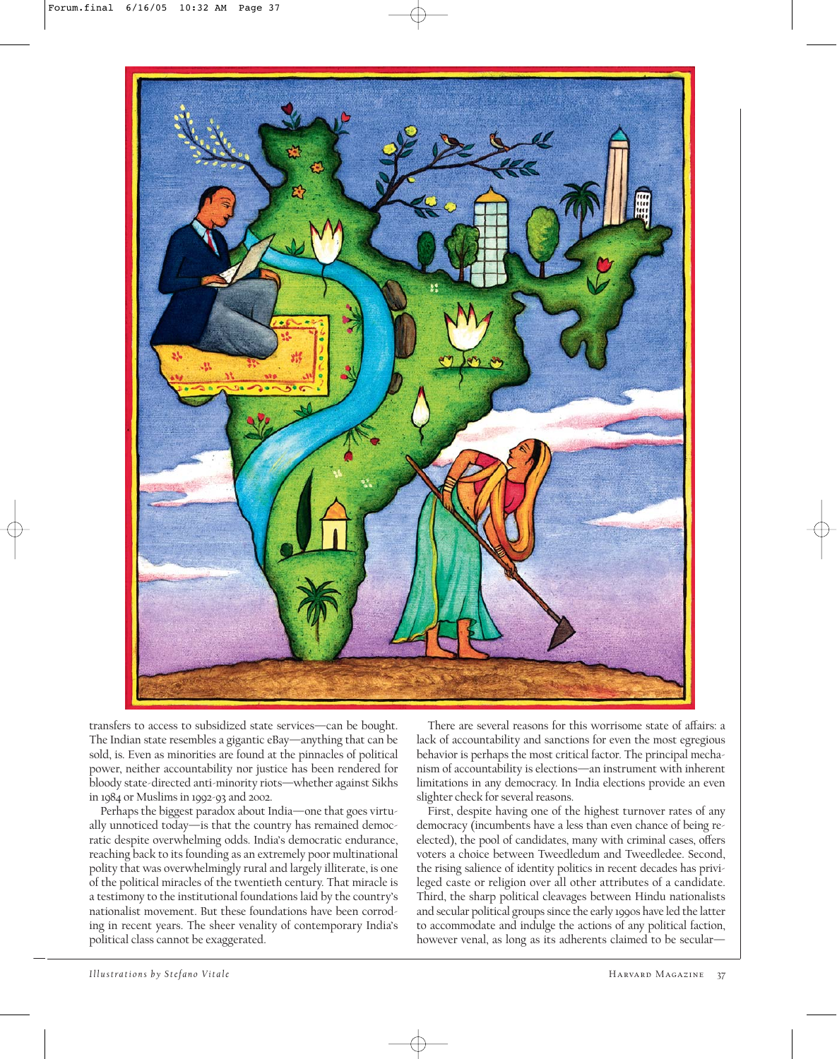transfers to access to subsidized state services—can be bought. The Indian state resembles a gigantic eBay—anything that can be sold, is. Even as minorities are found at the pinnacles of political power, neither accountability nor justice has been rendered for bloody state-directed anti-minority riots—whether against Sikhs in 1984 or Muslims in 1992-93 and 2002.

Perhaps the biggest paradox about India—one that goes virtually unnoticed today—is that the country has remained democratic despite overwhelming odds. India's democratic endurance, reaching back to its founding as an extremely poor multinational polity that was overwhelmingly rural and largely illiterate, is one of the political miracles of the twentieth century. That miracle is a testimony to the institutional foundations laid by the country's nationalist movement. But these foundations have been corroding in recent years. The sheer venality of contemporary India's political class cannot be exaggerated.

There are several reasons for this worrisome state of affairs: a lack of accountability and sanctions for even the most egregious behavior is perhaps the most critical factor. The principal mechanism of accountability is elections—an instrument with inherent limitations in any democracy. In India elections provide an even slighter check for several reasons.

First, despite having one of the highest turnover rates of any democracy (incumbents have a less than even chance of being re-elected), the pool of candidates, many with criminal cases, offers voters a choice between Tweedledum and Tweedledee. Second, the rising salience of identity politics in recent decades has privileged caste or religion over all other attributes of a candidate. Third, the sharp political cleavages between Hindu nationalists and secular political groups since the early 1990s have led the latter to accommodate and indulge the actions of any political faction, however venal, as long as its adherents claimed to be secular—

*Illustrations by Stefano Vitale*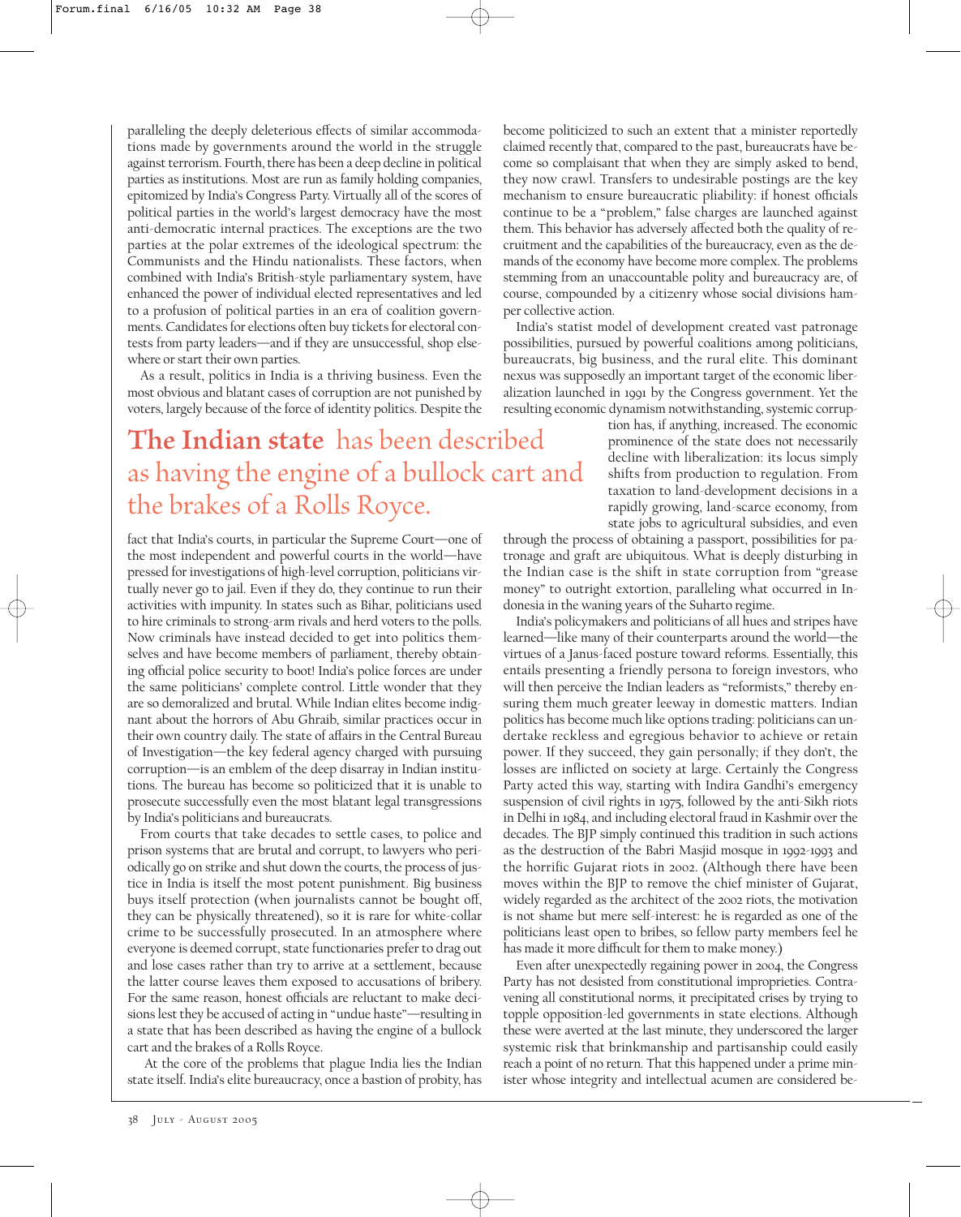paralleling the deeply deleterious effects of similar accommodations made by governments around the world in the struggle against terrorism. Fourth, there has been a deep decline in political parties as institutions. Most are run as family holding companies, epitomized by India's Congress Party. Virtually all of the scores of political parties in the world's largest democracy have the most anti-democratic internal practices. The exceptions are the two parties at the polar extremes of the ideological spectrum: the Communists and the Hindu nationalists. These factors, when combined with India's British-style parliamentary system, have enhanced the power of individual elected representatives and led to a profusion of political parties in an era of coalition governments. Candidates for elections often buy tickets for electoral contests from party leaders—and if they are unsuccessful, shop elsewhere or start their own parties.

As a result, politics in India is a thriving business. Even the most obvious and blatant cases of corruption are not punished by voters, largely because of the force of identity politics. Despite the fact that India's courts, in particular the Supreme Court—one of the most independent and powerful courts in the world—have pressed for investigations of high-level corruption, politicians virtually never go to jail. Even if they do, they continue to run their activities with impunity. In states such as Bihar, politicians used to hire criminals to strong-arm rivals and herd voters to the polls. Now criminals have instead decided to get into politics themselves and have become members of parliament, thereby obtaining official police security to boot! India's police forces are under the same politicians' complete control. Little wonder that they are so demoralized and brutal. While Indian elites become indignant about the horrors of Abu Ghraib, similar practices occur in their own country daily. The state of affairs in the Central Bureau of Investigation—the key federal agency charged with pursuing corruption—is an emblem of the deep disarray in Indian institutions. The bureau has become so politicized that it is unable to prosecute successfully even the most blatant legal transgressions by India's politicians and bureaucrats.

From courts that take decades to settle cases, to police and prison systems that are brutal and corrupt, to lawyers who periodically go on strike and shut down the courts, the process of justice in India is itself the most potent punishment. Big business buys itself protection (when journalists cannot be bought off, they can be physically threatened), so it is rare for white-collar crime to be successfully prosecuted. In an atmosphere where everyone is deemed corrupt, state functionaries prefer to drag out and lose cases rather than try to arrive at a settlement, because the latter course leaves them exposed to accusations of bribery. For the same reason, honest officials are reluctant to make decisions lest they be accused of acting in "undue haste"—resulting in a state that has been described as having the engine of a bullock cart and the brakes of a Rolls Royce.

At the core of the problems that plague India lies the Indian state itself. India's elite bureaucracy, once a bastion of probity, has become politicized to such an extent that a minister reportedly claimed recently that, compared to the past, bureaucrats have become so complaisant that when they are simply asked to bend, they now crawl. Transfers to undesirable postings are the key mechanism to ensure bureaucratic pliability: if honest officials continue to be a "problem," false charges are launched against them. This behavior has adversely affected both the quality of recruitment and the capabilities of the bureaucracy, even as the demands of the economy have become more complex. The problems stemming from an unaccountable polity and bureaucracy are, of course, compounded by a citizenry whose social divisions hamper collective action.

> **The Indian state** has been described as having the engine of a bullock cart and the brakes of a Rolls Royce.

India's statist model of development created vast patronage possibilities, pursued by powerful coalitions among politicians, bureaucrats, big business, and the rural elite. This dominant nexus was supposedly an important target of the economic liberalization launched in 1991 by the Congress government. Yet the resulting economic dynamism notwithstanding, systemic corruption has, if anything, increased. The economic prominence of the state does not necessarily decline with liberalization: its locus simply shifts from production to regulation. From taxation to land-development decisions in a rapidly growing, land-scarce economy, from state jobs to agricultural subsidies, and even through the process of obtaining a passport, possibilities for patronage and graft are ubiquitous. What is deeply disturbing in the Indian case is the shift in state corruption from "grease money" to outright extortion, paralleling what occurred in Indonesia in the waning years of the Suharto regime.

India's policymakers and politicians of all hues and stripes have learned—like many of their counterparts around the world—the virtues of a Janus-faced posture toward reforms. Essentially, this entails presenting a friendly persona to foreign investors, who will then perceive the Indian leaders as "reformists," thereby ensuring them much greater leeway in domestic matters. Indian politics has become much like options trading: politicians can undertake reckless and egregious behavior to achieve or retain power. If they succeed, they gain personally; if they don't, the losses are inflicted on society at large. Certainly the Congress Party acted this way, starting with Indira Gandhi's emergency suspension of civil rights in 1975, followed by the anti-Sikh riots in Delhi in 1984, and including electoral fraud in Kashmir over the decades. The BJP simply continued this tradition in such actions as the destruction of the Babri Masjid mosque in 1992-1993 and the horrific Gujarat riots in 2002. (Although there have been moves within the BJP to remove the chief minister of Gujarat, widely regarded as the architect of the 2002 riots, the motivation is not shame but mere self-interest: he is regarded as one of the politicians least open to bribes, so fellow party members feel he has made it more difficult for them to make money.)

Even after unexpectedly regaining power in 2004, the Congress Party has not desisted from constitutional improprieties. Contravening all constitutional norms, it precipitated crises by trying to topple opposition-led governments in state elections. Although these were averted at the last minute, they underscored the larger systemic risk that brinkmanship and partisanship could easily reach a point of no return. That this happened under a prime minister whose integrity and intellectual acumen are considered be-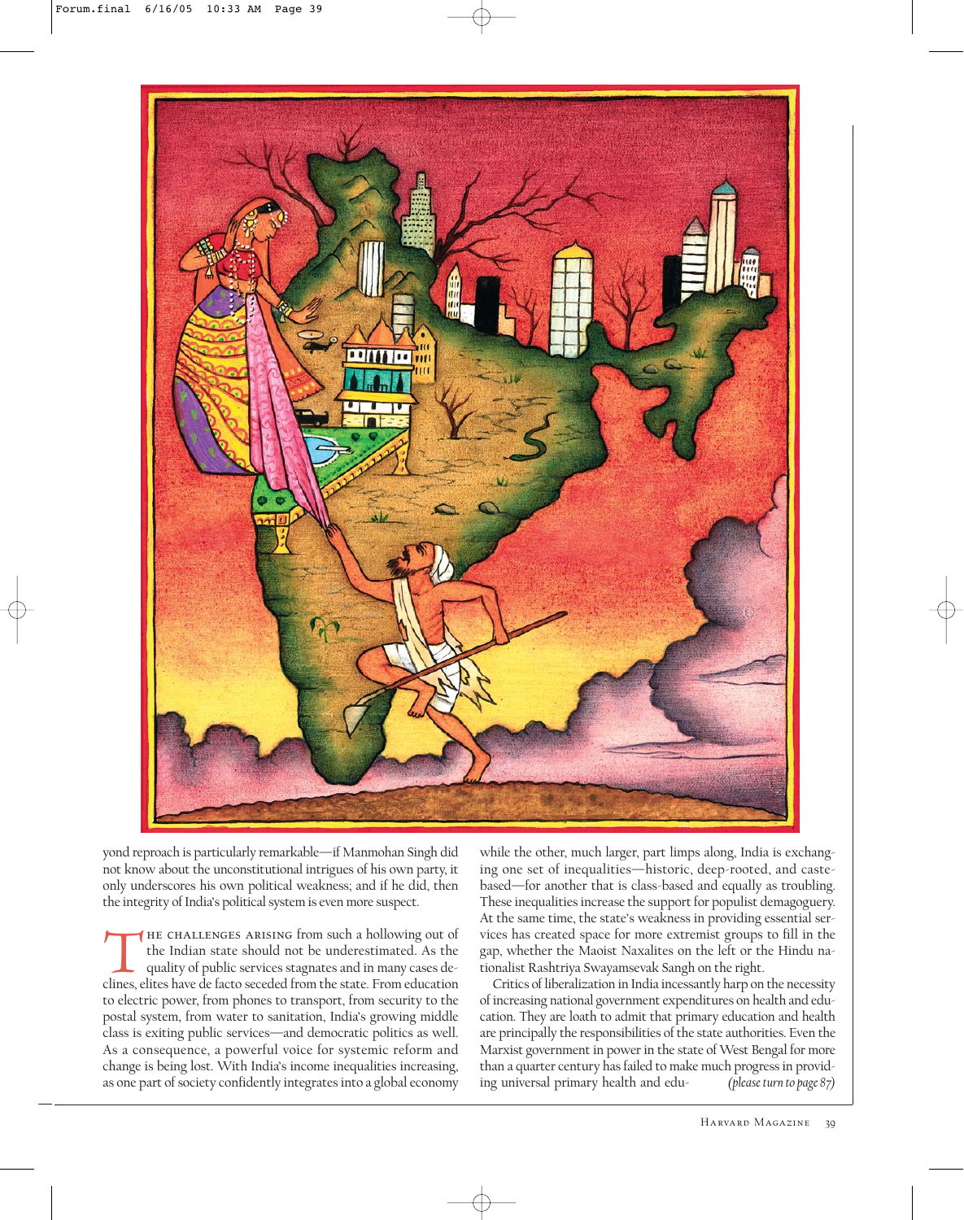yond reproach is particularly remarkable—if Manmohan Singh did not know about the unconstitutional intrigues of his own party, it only underscores his own political weakness; and if he did, then the integrity of India's political system is even more suspect.

The challenges arising from such a hollowing out of the Indian state should not be underestimated. As the quality of public services stagnates and in many cases declines, elites have de facto seceded from the state. From education to electric power, from phones to transport, from security to the postal system, from water to sanitation, India's growing middle class is exiting public services—and democratic politics as well. As a consequence, a powerful voice for systemic reform and change is being lost. With India's income inequalities increasing, as one part of society confidently integrates into a global economy while the other, much larger, part limps along, India is exchanging one set of inequalities—historic, deep-rooted, and caste-based—for another that is class-based and equally as troubling. These inequalities increase the support for populist demagoguery. At the same time, the state's weakness in providing essential services has created space for more extremist groups to fill in the gap, whether the Maoist Naxalites on the left or the Hindu nationalist Rashtriya Swayamsevak Sangh on the right.

Critics of liberalization in India incessantly harp on the necessity of increasing national government expenditures on health and education. They are loath to admit that primary education and health are principally the responsibilities of the state authorities. Even the Marxist government in power in the state of West Bengal for more than a quarter century has failed to make much progress in providing universal primary health and edu- *(please turn to page 87)*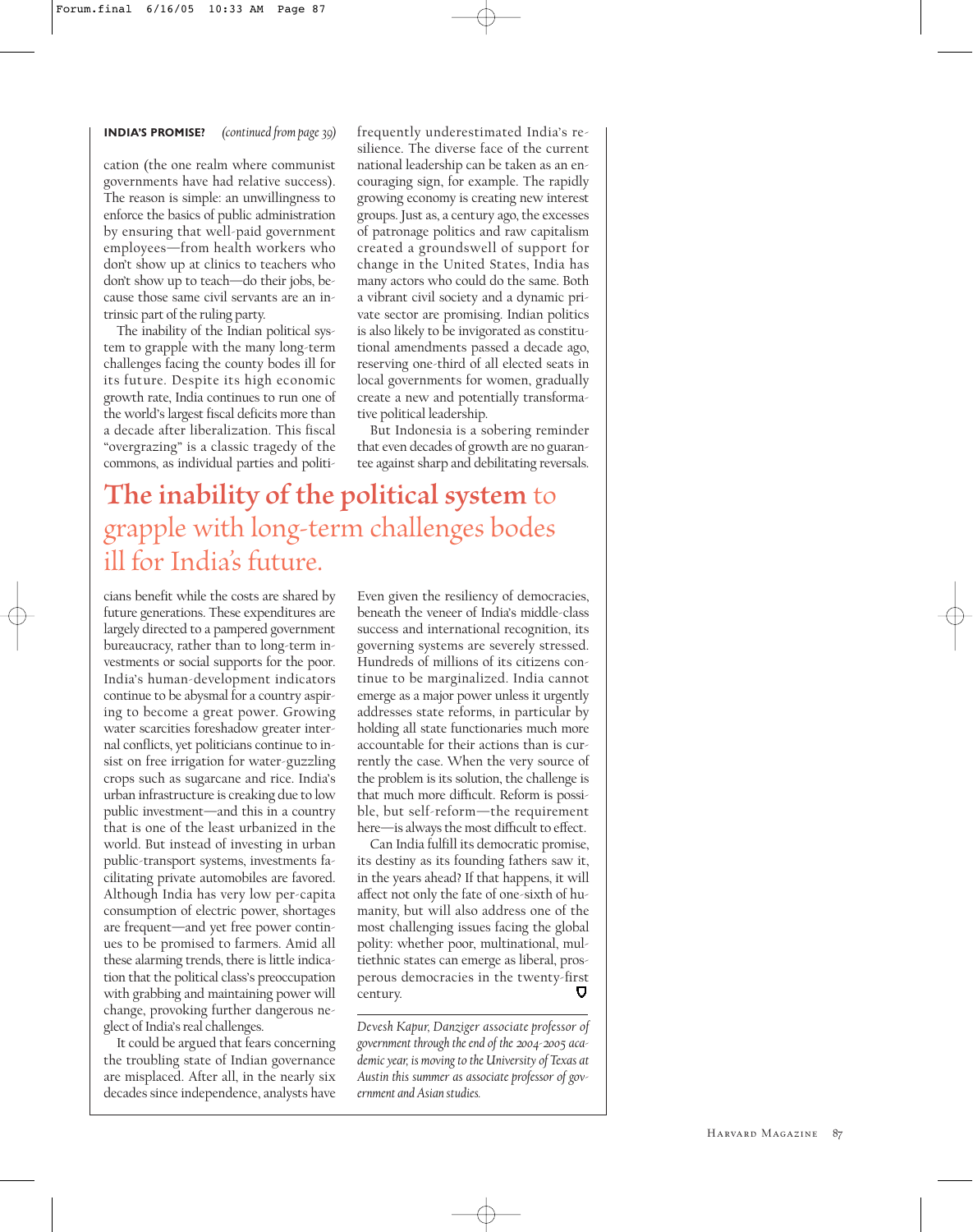**INDIA'S PROMISE?** *(continued from page 39)*

cation (the one realm where communist governments have had relative success). The reason is simple: an unwillingness to enforce the basics of public administration by ensuring that well-paid government employees—from health workers who don't show up at clinics to teachers who don't show up to teach—do their jobs, because those same civil servants are an intrinsic part of the ruling party.

The inability of the Indian political system to grapple with the many long-term challenges facing the county bodes ill for its future. Despite its high economic growth rate, India continues to run one of the world's largest fiscal deficits more than a decade after liberalization. This fiscal "overgrazing" is a classic tragedy of the commons, as individual parties and politicians benefit while the costs are shared by future generations. These expenditures are largely directed to a pampered government bureaucracy, rather than to long-term investments or social supports for the poor. India's human-development indicators continue to be abysmal for a country aspiring to become a great power. Growing water scarcities foreshadow greater internal conflicts, yet politicians continue to insist on free irrigation for water-guzzling crops such as sugarcane and rice. India's urban infrastructure is creaking due to low public investment—and this in a country that is one of the least urbanized in the world. But instead of investing in urban public-transport systems, investments facilitating private automobiles are favored. Although India has very low per-capita consumption of electric power, shortages are frequent—and yet free power continues to be promised to farmers. Amid all these alarming trends, there is little indication that the political class's preoccupation with grabbing and maintaining power will change, provoking further dangerous neglect of India's real challenges.

It could be argued that fears concerning the troubling state of Indian governance are misplaced. After all, in the nearly six decades since independence, analysts have frequently underestimated India's resilience. The diverse face of the current national leadership can be taken as an encouraging sign, for example. The rapidly growing economy is creating new interest groups. Just as, a century ago, the excesses of patronage politics and raw capitalism created a groundswell of support for change in the United States, India has many actors who could do the same. Both a vibrant civil society and a dynamic private sector are promising. Indian politics is also likely to be invigorated as constitutional amendments passed a decade ago, reserving one-third of all elected seats in local governments for women, gradually create a new and potentially transformative political leadership.

But Indonesia is a sobering reminder that even decades of growth are no guarantee against sharp and debilitating reversals.

> **The inability of the political system** to grapple with long-term challenges bodes ill for India's future.

Even given the resiliency of democracies, beneath the veneer of India's middle-class success and international recognition, its governing systems are severely stressed. Hundreds of millions of its citizens continue to be marginalized. India cannot emerge as a major power unless it urgently addresses state reforms, in particular by holding all state functionaries much more accountable for their actions than is currently the case. When the very source of the problem is its solution, the challenge is that much more difficult. Reform is possible, but self-reform—the requirement here—is always the most difficult to effect.

Can India fulfill its democratic promise, its destiny as its founding fathers saw it, in the years ahead? If that happens, it will affect not only the fate of one-sixth of humanity, but will also address one of the most challenging issues facing the global polity: whether poor, multinational, multiethnic states can emerge as liberal, prosperous democracies in the twenty-first century.

---

*Devesh Kapur, Danziger associate professor of government through the end of the 2004-2005 academic year, is moving to the University of Texas at Austin this summer as associate professor of government and Asian studies.*